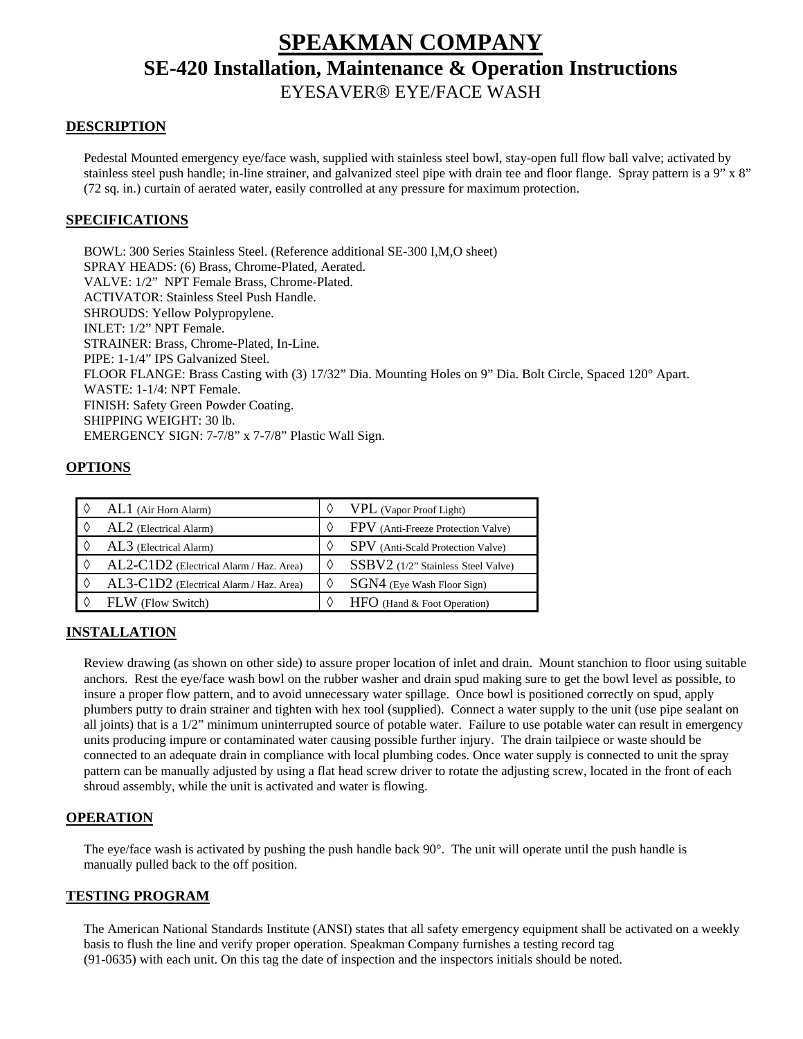# SPEAKMAN COMPANY

## SE-420 Installation, Maintenance & Operation Instructions

EYESAVER® EYE/FACE WASH

### DESCRIPTION

Pedestal Mounted emergency eye/face wash, supplied with stainless steel bowl, stay-open full flow ball valve; activated by stainless steel push handle; in-line strainer, and galvanized steel pipe with drain tee and floor flange. Spray pattern is a 9" x 8" (72 sq. in.) curtain of aerated water, easily controlled at any pressure for maximum protection.

### SPECIFICATIONS

BOWL: 300 Series Stainless Steel. (Reference additional SE-300 I,M,O sheet)
SPRAY HEADS: (6) Brass, Chrome-Plated, Aerated.
VALVE: 1/2" NPT Female Brass, Chrome-Plated.
ACTIVATOR: Stainless Steel Push Handle.
SHROUDS: Yellow Polypropylene.
INLET: 1/2" NPT Female.
STRAINER: Brass, Chrome-Plated, In-Line.
PIPE: 1-1/4" IPS Galvanized Steel.
FLOOR FLANGE: Brass Casting with (3) 17/32" Dia. Mounting Holes on 9" Dia. Bolt Circle, Spaced 120° Apart.
WASTE: 1-1/4: NPT Female.
FINISH: Safety Green Powder Coating.
SHIPPING WEIGHT: 30 lb.
EMERGENCY SIGN: 7-7/8" x 7-7/8" Plastic Wall Sign.

### OPTIONS

| | | | |
|---|---|---|---|
| ◊ | AL1 (Air Horn Alarm) | ◊ | VPL (Vapor Proof Light) |
| ◊ | AL2 (Electrical Alarm) | ◊ | FPV (Anti-Freeze Protection Valve) |
| ◊ | AL3 (Electrical Alarm) | ◊ | SPV (Anti-Scald Protection Valve) |
| ◊ | AL2-C1D2 (Electrical Alarm / Haz. Area) | ◊ | SSBV2 (1/2" Stainless Steel Valve) |
| ◊ | AL3-C1D2 (Electrical Alarm / Haz. Area) | ◊ | SGN4 (Eye Wash Floor Sign) |
| ◊ | FLW (Flow Switch) | ◊ | HFO (Hand & Foot Operation) |

### INSTALLATION

Review drawing (as shown on other side) to assure proper location of inlet and drain. Mount stanchion to floor using suitable anchors. Rest the eye/face wash bowl on the rubber washer and drain spud making sure to get the bowl level as possible, to insure a proper flow pattern, and to avoid unnecessary water spillage. Once bowl is positioned correctly on spud, apply plumbers putty to drain strainer and tighten with hex tool (supplied). Connect a water supply to the unit (use pipe sealant on all joints) that is a 1/2" minimum uninterrupted source of potable water. Failure to use potable water can result in emergency units producing impure or contaminated water causing possible further injury. The drain tailpiece or waste should be connected to an adequate drain in compliance with local plumbing codes. Once water supply is connected to unit the spray pattern can be manually adjusted by using a flat head screw driver to rotate the adjusting screw, located in the front of each shroud assembly, while the unit is activated and water is flowing.

### OPERATION

The eye/face wash is activated by pushing the push handle back 90°. The unit will operate until the push handle is manually pulled back to the off position.

### TESTING PROGRAM

The American National Standards Institute (ANSI) states that all safety emergency equipment shall be activated on a weekly basis to flush the line and verify proper operation. Speakman Company furnishes a testing record tag (91-0635) with each unit. On this tag the date of inspection and the inspectors initials should be noted.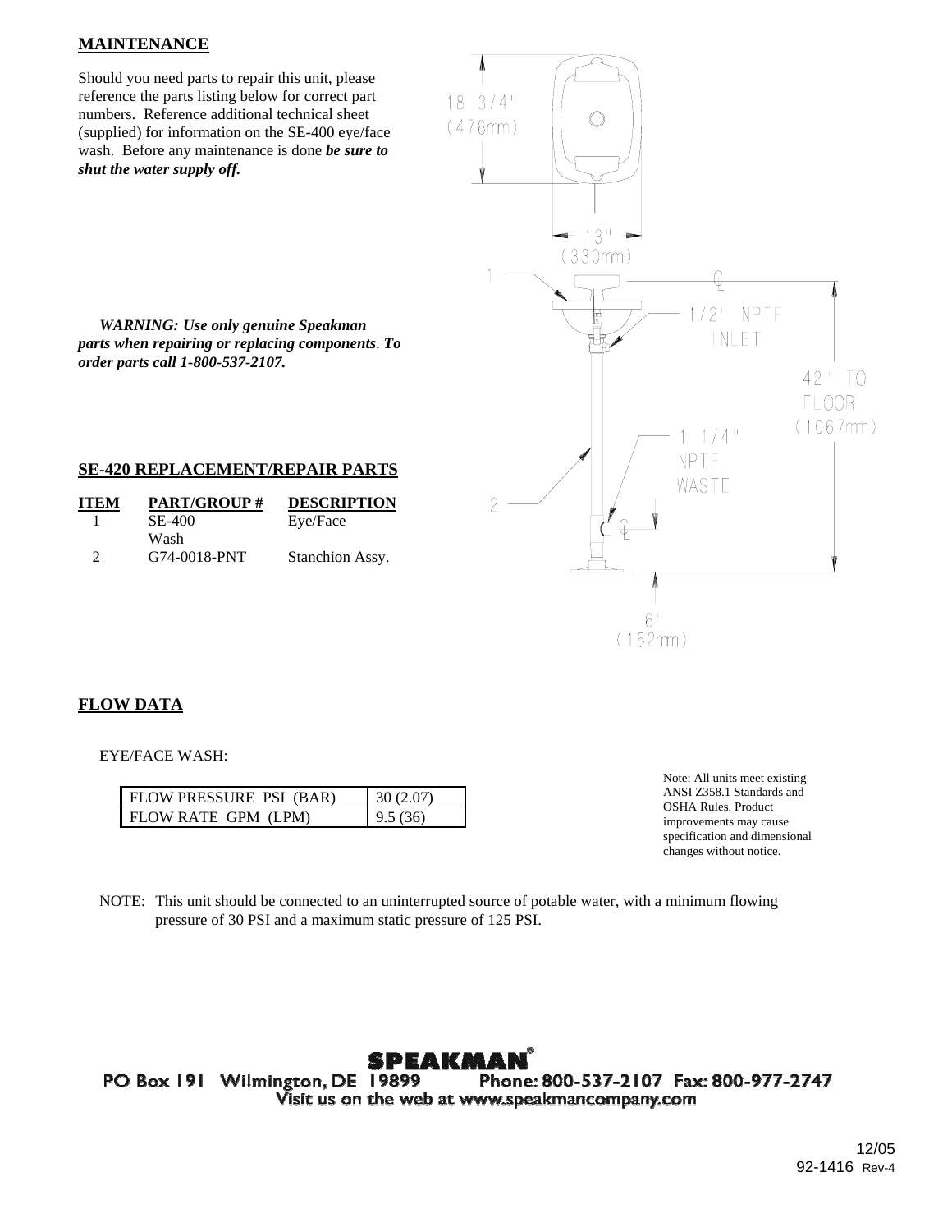## MAINTENANCE

Should you need parts to repair this unit, please reference the parts listing below for correct part numbers. Reference additional technical sheet (supplied) for information on the SE-400 eye/face wash. Before any maintenance is done ***be sure to shut the water supply off.***

18 3/4"
(476mm)

13"
(330mm)

1

℄

1/2" NPTF
INLET

42" TO
FLOOR
(1067mm)

1 1/4"
NPTF
WASTE

2

℄

6"
(152mm)

***WARNING: Use only genuine Speakman parts when repairing or replacing components. To order parts call 1-800-537-2107.***

## SE-420 REPLACEMENT/REPAIR PARTS

| ITEM | PART/GROUP # | DESCRIPTION |
|---|---|---|
| 1 | SE-400 | Eye/Face Wash |
| 2 | G74-0018-PNT | Stanchion Assy. |

## FLOW DATA

EYE/FACE WASH:

| | |
|---|---|
| FLOW PRESSURE PSI (BAR) | 30 (2.07) |
| FLOW RATE GPM (LPM) | 9.5 (36) |

Note: All units meet existing ANSI Z358.1 Standards and OSHA Rules. Product improvements may cause specification and dimensional changes without notice.

NOTE: This unit should be connected to an uninterrupted source of potable water, with a minimum flowing pressure of 30 PSI and a maximum static pressure of 125 PSI.

**SPEAKMAN®**

PO Box 191 Wilmington, DE 19899 Phone: 800-537-2107 Fax: 800-977-2747

Visit us on the web at www.speakmancompany.com

12/05

92-1416 Rev-4